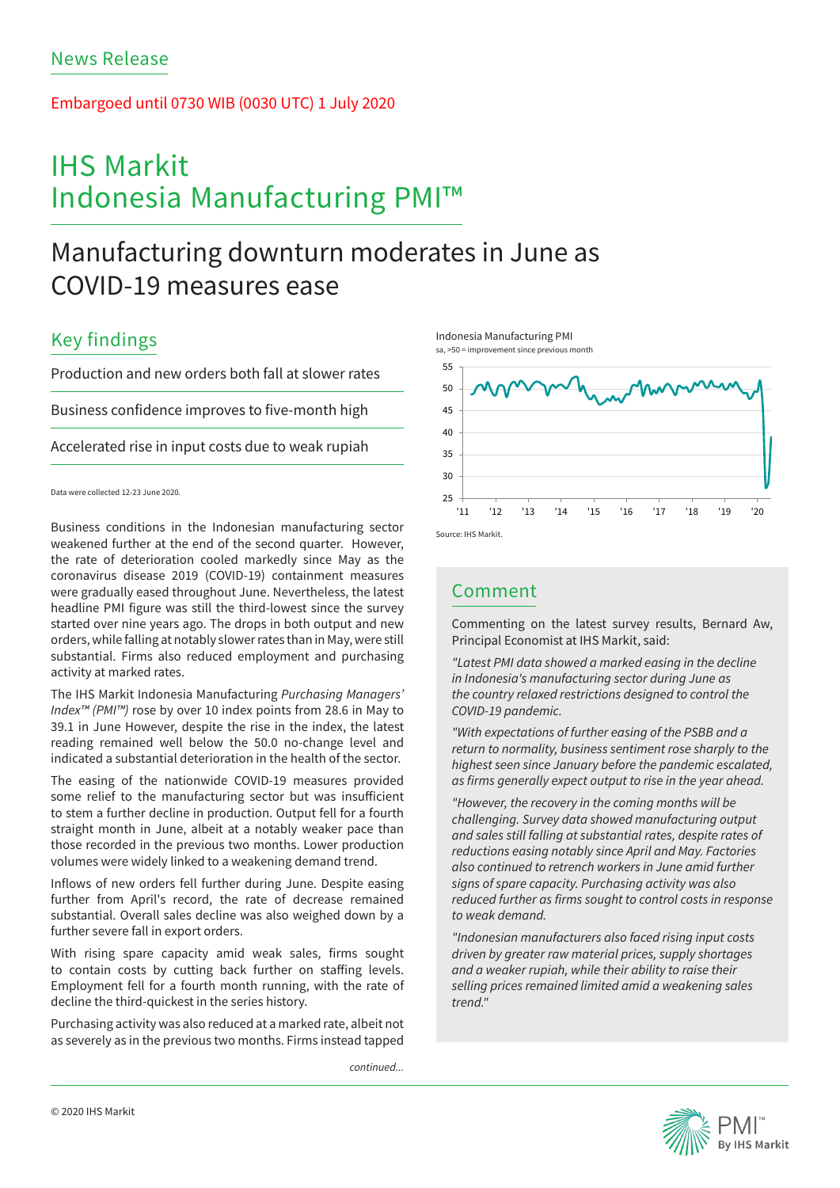News Release

Embargoed until 0730 WIB (0030 UTC) 1 July 2020

# IHS Markit Indonesia Manufacturing PMI™

## Manufacturing downturn moderates in June as COVID-19 measures ease

### Key findings

Production and new orders both fall at slower rates

Business confidence improves to five-month high

Accelerated rise in input costs due to weak rupiah

Data were collected 12-23 June 2020.

Business conditions in the Indonesian manufacturing sector weakened further at the end of the second quarter. However, the rate of deterioration cooled markedly since May as the coronavirus disease 2019 (COVID-19) containment measures were gradually eased throughout June. Nevertheless, the latest headline PMI figure was still the third-lowest since the survey started over nine years ago. The drops in both output and new orders, while falling at notably slower rates than in May, were still substantial. Firms also reduced employment and purchasing activity at marked rates.

The IHS Markit Indonesia Manufacturing *Purchasing Managers' Index™ (PMI™)* rose by over 10 index points from 28.6 in May to 39.1 in June However, despite the rise in the index, the latest reading remained well below the 50.0 no-change level and indicated a substantial deterioration in the health of the sector.

The easing of the nationwide COVID-19 measures provided some relief to the manufacturing sector but was insufficient to stem a further decline in production. Output fell for a fourth straight month in June, albeit at a notably weaker pace than those recorded in the previous two months. Lower production volumes were widely linked to a weakening demand trend.

Inflows of new orders fell further during June. Despite easing further from April's record, the rate of decrease remained substantial. Overall sales decline was also weighed down by a further severe fall in export orders.

With rising spare capacity amid weak sales, firms sought to contain costs by cutting back further on staffing levels. Employment fell for a fourth month running, with the rate of decline the third-quickest in the series history.

Purchasing activity was also reduced at a marked rate, albeit not as severely as in the previous two months. Firms instead tapped

*continued...*

Indonesia Manufacturing PMI
sa, >50 = improvement since previous month

Source: IHS Markit.

### Comment

Commenting on the latest survey results, Bernard Aw, Principal Economist at IHS Markit, said:

*"Latest PMI data showed a marked easing in the decline in Indonesia's manufacturing sector during June as the country relaxed restrictions designed to control the COVID-19 pandemic.*

*"With expectations of further easing of the PSBB and a return to normality, business sentiment rose sharply to the highest seen since January before the pandemic escalated, as firms generally expect output to rise in the year ahead.*

*"However, the recovery in the coming months will be challenging. Survey data showed manufacturing output and sales still falling at substantial rates, despite rates of reductions easing notably since April and May. Factories also continued to retrench workers in June amid further signs of spare capacity. Purchasing activity was also reduced further as firms sought to control costs in response to weak demand.*

*"Indonesian manufacturers also faced rising input costs driven by greater raw material prices, supply shortages and a weaker rupiah, while their ability to raise their selling prices remained limited amid a weakening sales trend."*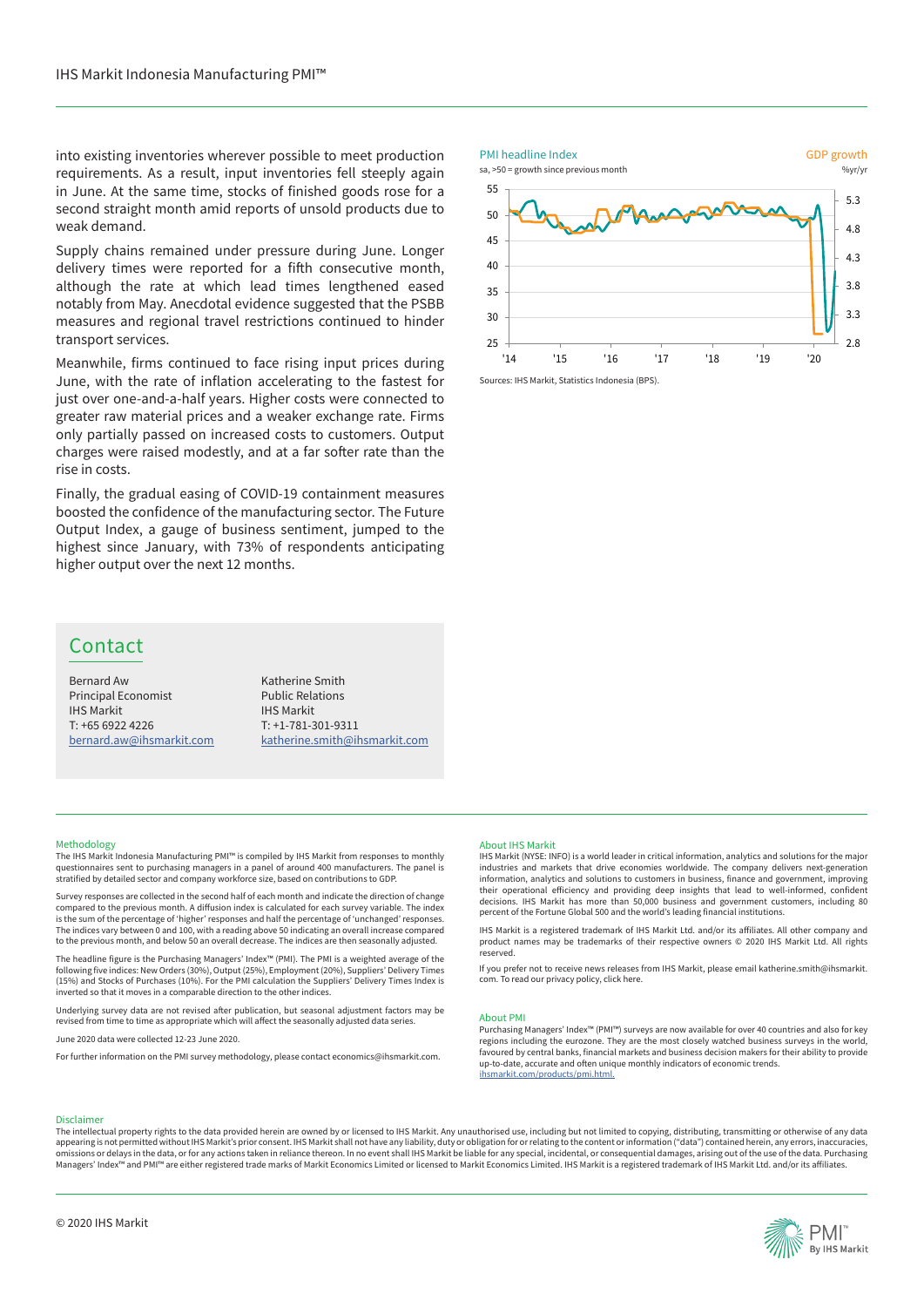into existing inventories wherever possible to meet production requirements. As a result, input inventories fell steeply again in June. At the same time, stocks of finished goods rose for a second straight month amid reports of unsold products due to weak demand.

Supply chains remained under pressure during June. Longer delivery times were reported for a fifth consecutive month, although the rate at which lead times lengthened eased notably from May. Anecdotal evidence suggested that the PSBB measures and regional travel restrictions continued to hinder transport services.

Meanwhile, firms continued to face rising input prices during June, with the rate of inflation accelerating to the fastest for just over one-and-a-half years. Higher costs were connected to greater raw material prices and a weaker exchange rate. Firms only partially passed on increased costs to customers. Output charges were raised modestly, and at a far softer rate than the rise in costs.

Finally, the gradual easing of COVID-19 containment measures boosted the confidence of the manufacturing sector. The Future Output Index, a gauge of business sentiment, jumped to the highest since January, with 73% of respondents anticipating higher output over the next 12 months.

PMI headline Index
sa, >50 = growth since previous month

GDP growth
%yr/yr

55
50
45
40
35
30
25

5.3
4.8
4.3
3.8
3.3
2.8

'14 '15 '16 '17 '18 '19 '20

Sources: IHS Markit, Statistics Indonesia (BPS).

## Contact

Bernard Aw
Principal Economist
IHS Markit
T: +65 6922 4226
bernard.aw@ihsmarkit.com

Katherine Smith
Public Relations
IHS Markit
T: +1-781-301-9311
katherine.smith@ihsmarkit.com

### Methodology

The IHS Markit Indonesia Manufacturing PMI™ is compiled by IHS Markit from responses to monthly questionnaires sent to purchasing managers in a panel of around 400 manufacturers. The panel is stratified by detailed sector and company workforce size, based on contributions to GDP.

Survey responses are collected in the second half of each month and indicate the direction of change compared to the previous month. A diffusion index is calculated for each survey variable. The index is the sum of the percentage of 'higher' responses and half the percentage of 'unchanged' responses. The indices vary between 0 and 100, with a reading above 50 indicating an overall increase compared to the previous month, and below 50 an overall decrease. The indices are then seasonally adjusted.

The headline figure is the Purchasing Managers' Index™ (PMI). The PMI is a weighted average of the following five indices: New Orders (30%), Output (25%), Employment (20%), Suppliers' Delivery Times (15%) and Stocks of Purchases (10%). For the PMI calculation the Suppliers' Delivery Times Index is inverted so that it moves in a comparable direction to the other indices.

Underlying survey data are not revised after publication, but seasonal adjustment factors may be revised from time to time as appropriate which will affect the seasonally adjusted data series.

June 2020 data were collected 12-23 June 2020.

For further information on the PMI survey methodology, please contact economics@ihsmarkit.com.

### About IHS Markit

IHS Markit (NYSE: INFO) is a world leader in critical information, analytics and solutions for the major industries and markets that drive economies worldwide. The company delivers next-generation information, analytics and solutions to customers in business, finance and government, improving their operational efficiency and providing deep insights that lead to well-informed, confident decisions. IHS Markit has more than 50,000 business and government customers, including 80 percent of the Fortune Global 500 and the world's leading financial institutions.

IHS Markit is a registered trademark of IHS Markit Ltd. and/or its affiliates. All other company and product names may be trademarks of their respective owners © 2020 IHS Markit Ltd. All rights reserved.

If you prefer not to receive news releases from IHS Markit, please email katherine.smith@ihsmarkit.com. To read our privacy policy, click here.

### About PMI

Purchasing Managers' Index™ (PMI™) surveys are now available for over 40 countries and also for key regions including the eurozone. They are the most closely watched business surveys in the world, favoured by central banks, financial markets and business decision makers for their ability to provide up-to-date, accurate and often unique monthly indicators of economic trends.
ihsmarkit.com/products/pmi.html.

### Disclaimer

The intellectual property rights to the data provided herein are owned by or licensed to IHS Markit. Any unauthorised use, including but not limited to copying, distributing, transmitting or otherwise of any data appearing is not permitted without IHS Markit's prior consent. IHS Markit shall not have any liability, duty or obligation for or relating to the content or information ("data") contained herein, any errors, inaccuracies, omissions or delays in the data, or for any actions taken in reliance thereon. In no event shall IHS Markit be liable for any special, incidental, or consequential damages, arising out of the use of the data. Purchasing Managers' Index™ and PMI™ are either registered trade marks of Markit Economics Limited or licensed to Markit Economics Limited. IHS Markit is a registered trademark of IHS Markit Ltd. and/or its affiliates.

© 2020 IHS Markit